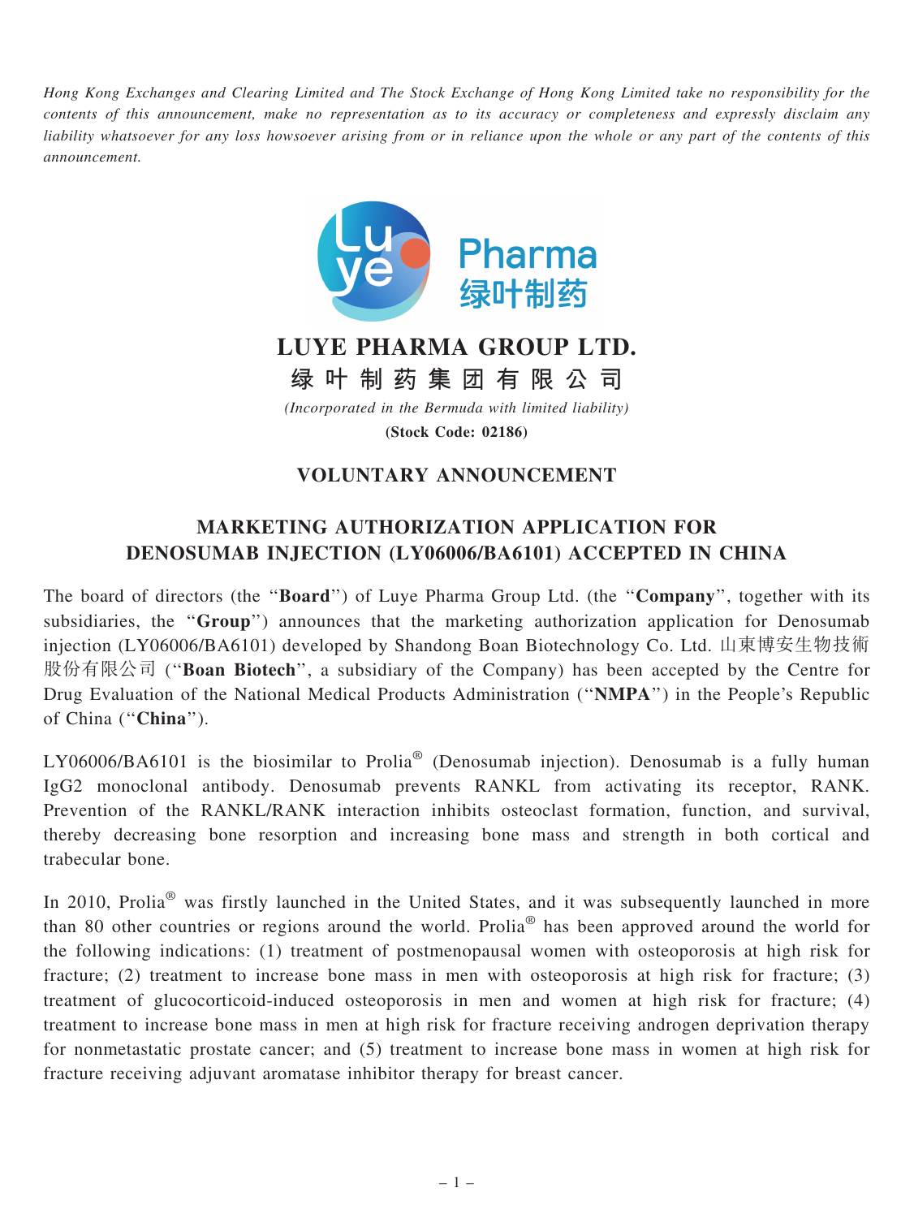*Hong Kong Exchanges and Clearing Limited and The Stock Exchange of Hong Kong Limited take no responsibility for the contents of this announcement, make no representation as to its accuracy or completeness and expressly disclaim any liability whatsoever for any loss howsoever arising from or in reliance upon the whole or any part of the contents of this announcement.*

# LUYE PHARMA GROUP LTD.

# 绿 叶 制 药 集 团 有 限 公 司

*(Incorporated in the Bermuda with limited liability)*

**(Stock Code: 02186)**

## VOLUNTARY ANNOUNCEMENT

## MARKETING AUTHORIZATION APPLICATION FOR DENOSUMAB INJECTION (LY06006/BA6101) ACCEPTED IN CHINA

The board of directors (the "**Board**") of Luye Pharma Group Ltd. (the "**Company**", together with its subsidiaries, the "**Group**") announces that the marketing authorization application for Denosumab injection (LY06006/BA6101) developed by Shandong Boan Biotechnology Co. Ltd. 山東博安生物技術股份有限公司 ("**Boan Biotech**", a subsidiary of the Company) has been accepted by the Centre for Drug Evaluation of the National Medical Products Administration ("**NMPA**") in the People's Republic of China ("**China**").

LY06006/BA6101 is the biosimilar to Prolia® (Denosumab injection). Denosumab is a fully human IgG2 monoclonal antibody. Denosumab prevents RANKL from activating its receptor, RANK. Prevention of the RANKL/RANK interaction inhibits osteoclast formation, function, and survival, thereby decreasing bone resorption and increasing bone mass and strength in both cortical and trabecular bone.

In 2010, Prolia® was firstly launched in the United States, and it was subsequently launched in more than 80 other countries or regions around the world. Prolia® has been approved around the world for the following indications: (1) treatment of postmenopausal women with osteoporosis at high risk for fracture; (2) treatment to increase bone mass in men with osteoporosis at high risk for fracture; (3) treatment of glucocorticoid-induced osteoporosis in men and women at high risk for fracture; (4) treatment to increase bone mass in men at high risk for fracture receiving androgen deprivation therapy for nonmetastatic prostate cancer; and (5) treatment to increase bone mass in women at high risk for fracture receiving adjuvant aromatase inhibitor therapy for breast cancer.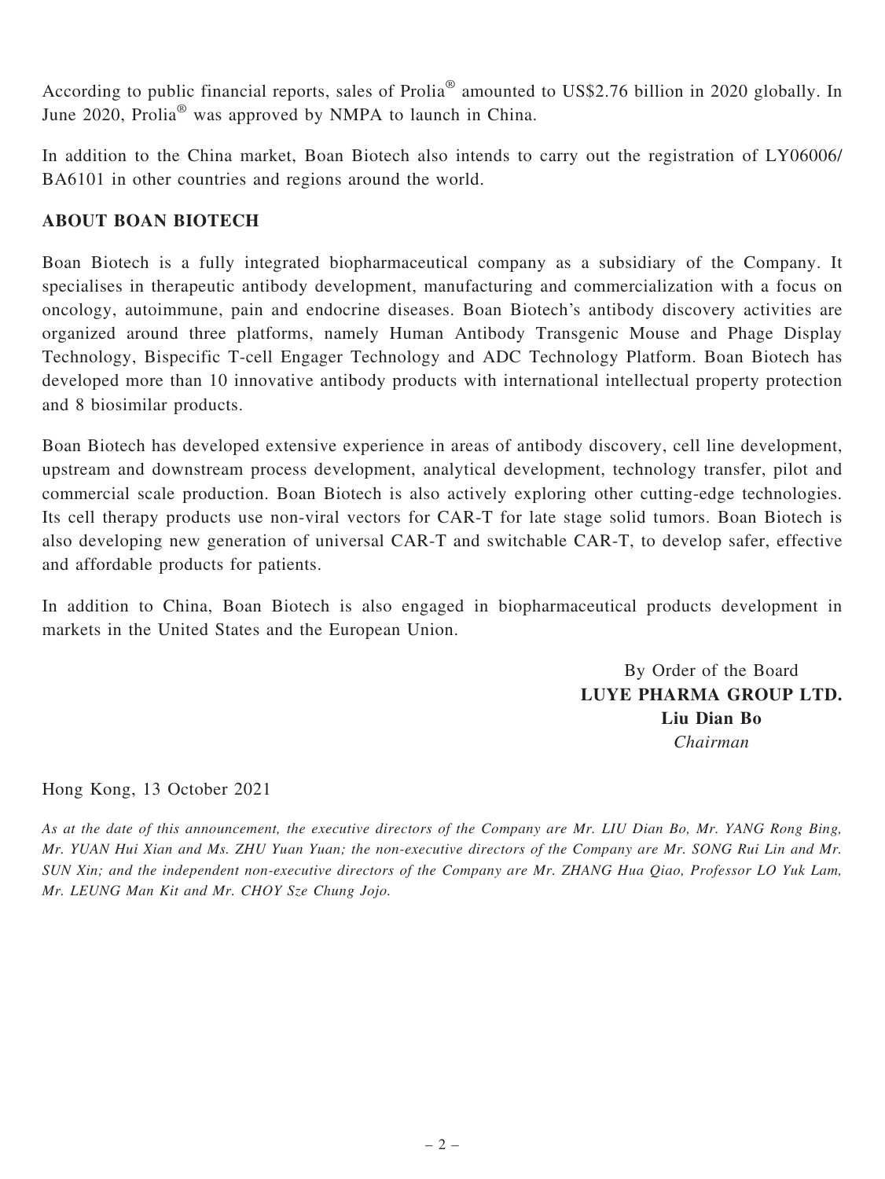According to public financial reports, sales of Prolia® amounted to US$2.76 billion in 2020 globally. In June 2020, Prolia® was approved by NMPA to launch in China.

In addition to the China market, Boan Biotech also intends to carry out the registration of LY06006/BA6101 in other countries and regions around the world.

## ABOUT BOAN BIOTECH

Boan Biotech is a fully integrated biopharmaceutical company as a subsidiary of the Company. It specialises in therapeutic antibody development, manufacturing and commercialization with a focus on oncology, autoimmune, pain and endocrine diseases. Boan Biotech's antibody discovery activities are organized around three platforms, namely Human Antibody Transgenic Mouse and Phage Display Technology, Bispecific T-cell Engager Technology and ADC Technology Platform. Boan Biotech has developed more than 10 innovative antibody products with international intellectual property protection and 8 biosimilar products.

Boan Biotech has developed extensive experience in areas of antibody discovery, cell line development, upstream and downstream process development, analytical development, technology transfer, pilot and commercial scale production. Boan Biotech is also actively exploring other cutting-edge technologies. Its cell therapy products use non-viral vectors for CAR-T for late stage solid tumors. Boan Biotech is also developing new generation of universal CAR-T and switchable CAR-T, to develop safer, effective and affordable products for patients.

In addition to China, Boan Biotech is also engaged in biopharmaceutical products development in markets in the United States and the European Union.

By Order of the Board
**LUYE PHARMA GROUP LTD.**
**Liu Dian Bo**
*Chairman*

Hong Kong, 13 October 2021

*As at the date of this announcement, the executive directors of the Company are Mr. LIU Dian Bo, Mr. YANG Rong Bing, Mr. YUAN Hui Xian and Ms. ZHU Yuan Yuan; the non-executive directors of the Company are Mr. SONG Rui Lin and Mr. SUN Xin; and the independent non-executive directors of the Company are Mr. ZHANG Hua Qiao, Professor LO Yuk Lam, Mr. LEUNG Man Kit and Mr. CHOY Sze Chung Jojo.*